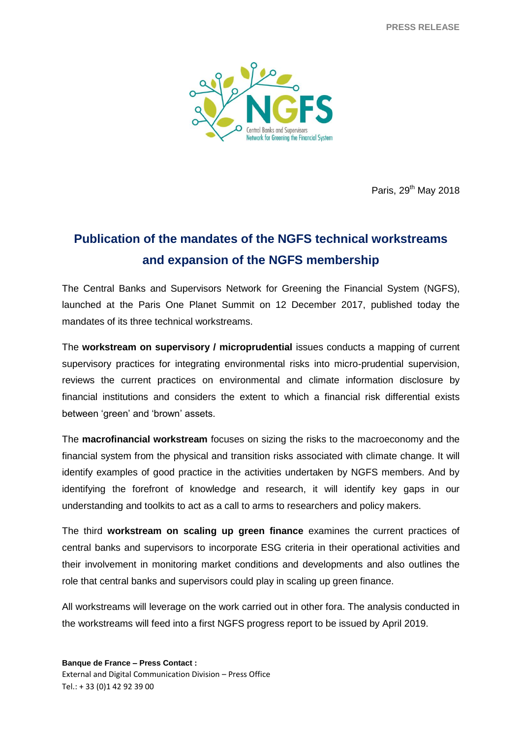PRESS RELEASE

Paris, 29th May 2018

# Publication of the mandates of the NGFS technical workstreams and expansion of the NGFS membership

The Central Banks and Supervisors Network for Greening the Financial System (NGFS), launched at the Paris One Planet Summit on 12 December 2017, published today the mandates of its three technical workstreams.

The **workstream on supervisory / microprudential** issues conducts a mapping of current supervisory practices for integrating environmental risks into micro-prudential supervision, reviews the current practices on environmental and climate information disclosure by financial institutions and considers the extent to which a financial risk differential exists between 'green' and 'brown' assets.

The **macrofinancial workstream** focuses on sizing the risks to the macroeconomy and the financial system from the physical and transition risks associated with climate change. It will identify examples of good practice in the activities undertaken by NGFS members. And by identifying the forefront of knowledge and research, it will identify key gaps in our understanding and toolkits to act as a call to arms to researchers and policy makers.

The third **workstream on scaling up green finance** examines the current practices of central banks and supervisors to incorporate ESG criteria in their operational activities and their involvement in monitoring market conditions and developments and also outlines the role that central banks and supervisors could play in scaling up green finance.

All workstreams will leverage on the work carried out in other fora. The analysis conducted in the workstreams will feed into a first NGFS progress report to be issued by April 2019.

**Banque de France – Press Contact :**
External and Digital Communication Division – Press Office
Tel.: + 33 (0)1 42 92 39 00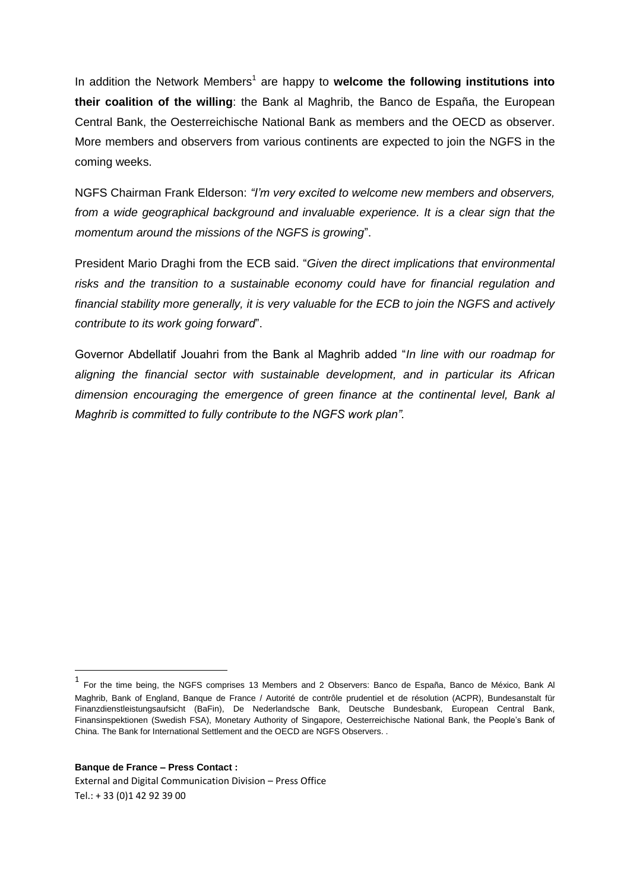In addition the Network Members[1] are happy to **welcome the following institutions into their coalition of the willing**: the Bank al Maghrib, the Banco de España, the European Central Bank, the Oesterreichische National Bank as members and the OECD as observer. More members and observers from various continents are expected to join the NGFS in the coming weeks.

NGFS Chairman Frank Elderson: *"I'm very excited to welcome new members and observers, from a wide geographical background and invaluable experience. It is a clear sign that the momentum around the missions of the NGFS is growing*".

President Mario Draghi from the ECB said. "*Given the direct implications that environmental risks and the transition to a sustainable economy could have for financial regulation and financial stability more generally, it is very valuable for the ECB to join the NGFS and actively contribute to its work going forward*".

Governor Abdellatif Jouahri from the Bank al Maghrib added "*In line with our roadmap for aligning the financial sector with sustainable development, and in particular its African dimension encouraging the emergence of green finance at the continental level, Bank al Maghrib is committed to fully contribute to the NGFS work plan".*

[1] For the time being, the NGFS comprises 13 Members and 2 Observers: Banco de España, Banco de México, Bank Al Maghrib, Bank of England, Banque de France / Autorité de contrôle prudentiel et de résolution (ACPR), Bundesanstalt für Finanzdienstleistungsaufsicht (BaFin), De Nederlandsche Bank, Deutsche Bundesbank, European Central Bank, Finansinspektionen (Swedish FSA), Monetary Authority of Singapore, Oesterreichische National Bank, the People's Bank of China. The Bank for International Settlement and the OECD are NGFS Observers. .

**Banque de France – Press Contact :**
External and Digital Communication Division – Press Office
Tel.: + 33 (0)1 42 92 39 00